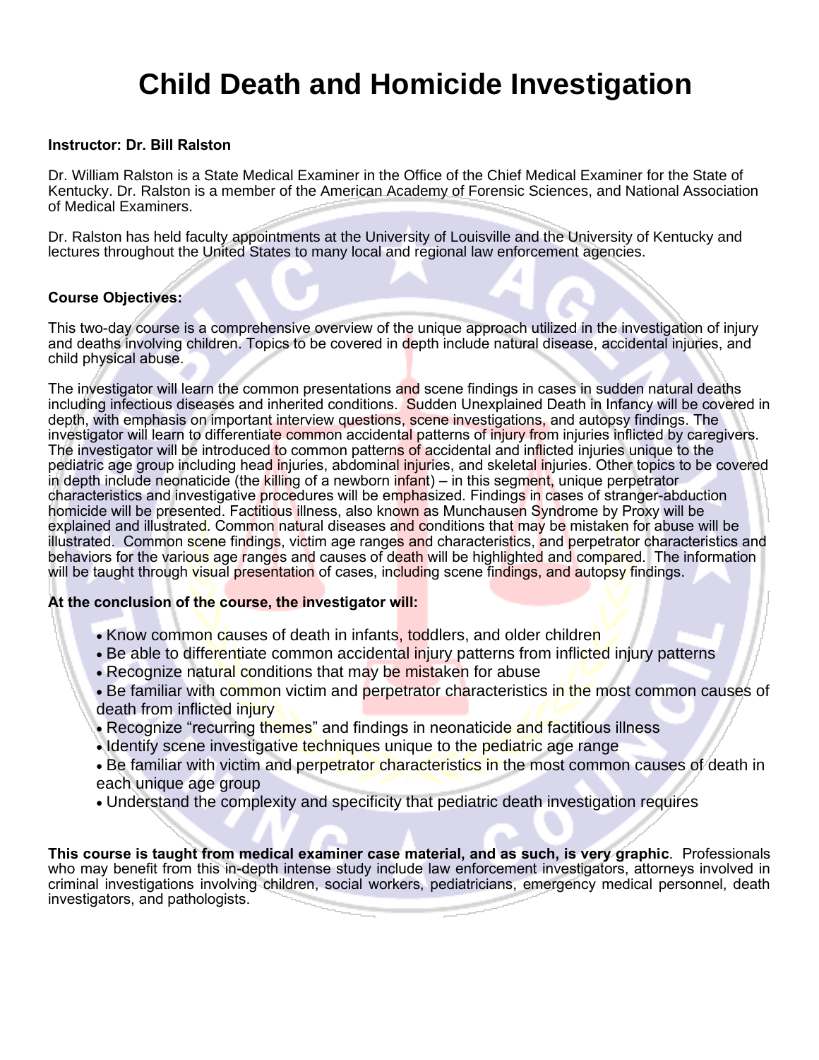# Child Death and Homicide Investigation

**Instructor: Dr. Bill Ralston**

Dr. William Ralston is a State Medical Examiner in the Office of the Chief Medical Examiner for the State of Kentucky. Dr. Ralston is a member of the American Academy of Forensic Sciences, and National Association of Medical Examiners.

Dr. Ralston has held faculty appointments at the University of Louisville and the University of Kentucky and lectures throughout the United States to many local and regional law enforcement agencies.

**Course Objectives:**

This two-day course is a comprehensive overview of the unique approach utilized in the investigation of injury and deaths involving children. Topics to be covered in depth include natural disease, accidental injuries, and child physical abuse.

The investigator will learn the common presentations and scene findings in cases in sudden natural deaths including infectious diseases and inherited conditions. Sudden Unexplained Death in Infancy will be covered in depth, with emphasis on important interview questions, scene investigations, and autopsy findings. The investigator will learn to differentiate common accidental patterns of injury from injuries inflicted by caregivers. The investigator will be introduced to common patterns of accidental and inflicted injuries unique to the pediatric age group including head injuries, abdominal injuries, and skeletal injuries. Other topics to be covered in depth include neonaticide (the killing of a newborn infant) – in this segment, unique perpetrator characteristics and investigative procedures will be emphasized. Findings in cases of stranger-abduction homicide will be presented. Factitious illness, also known as Munchausen Syndrome by Proxy will be explained and illustrated. Common natural diseases and conditions that may be mistaken for abuse will be illustrated. Common scene findings, victim age ranges and characteristics, and perpetrator characteristics and behaviors for the various age ranges and causes of death will be highlighted and compared. The information will be taught through visual presentation of cases, including scene findings, and autopsy findings.

**At the conclusion of the course, the investigator will:**

- Know common causes of death in infants, toddlers, and older children
- Be able to differentiate common accidental injury patterns from inflicted injury patterns
- Recognize natural conditions that may be mistaken for abuse
- Be familiar with common victim and perpetrator characteristics in the most common causes of death from inflicted injury
- Recognize "recurring themes" and findings in neonaticide and factitious illness
- Identify scene investigative techniques unique to the pediatric age range
- Be familiar with victim and perpetrator characteristics in the most common causes of death in each unique age group
- Understand the complexity and specificity that pediatric death investigation requires

**This course is taught from medical examiner case material, and as such, is very graphic**. Professionals who may benefit from this in-depth intense study include law enforcement investigators, attorneys involved in criminal investigations involving children, social workers, pediatricians, emergency medical personnel, death investigators, and pathologists.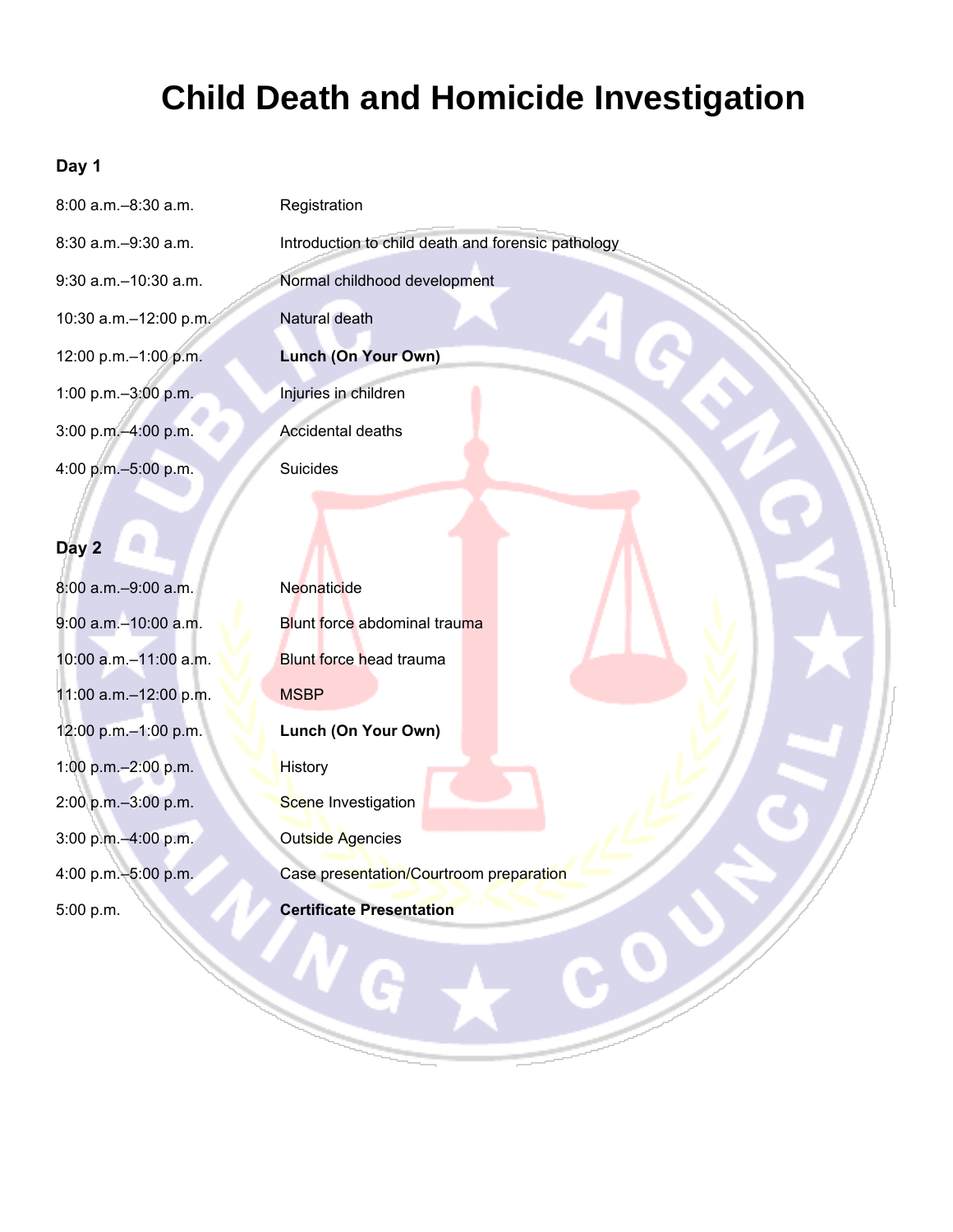# Child Death and Homicide Investigation

**Day 1**

| | |
|---|---|
| 8:00 a.m.–8:30 a.m. | Registration |
| 8:30 a.m.–9:30 a.m. | Introduction to child death and forensic pathology |
| 9:30 a.m.–10:30 a.m. | Normal childhood development |
| 10:30 a.m.–12:00 p.m. | Natural death |
| 12:00 p.m.–1:00 p.m. | **Lunch (On Your Own)** |
| 1:00 p.m.–3:00 p.m. | Injuries in children |
| 3:00 p.m.–4:00 p.m. | Accidental deaths |
| 4:00 p.m.–5:00 p.m. | Suicides |

**Day 2**

| | |
|---|---|
| 8:00 a.m.–9:00 a.m. | Neonaticide |
| 9:00 a.m.–10:00 a.m. | Blunt force abdominal trauma |
| 10:00 a.m.–11:00 a.m. | Blunt force head trauma |
| 11:00 a.m.–12:00 p.m. | MSBP |
| 12:00 p.m.–1:00 p.m. | **Lunch (On Your Own)** |
| 1:00 p.m.–2:00 p.m. | History |
| 2:00 p.m.–3:00 p.m. | Scene Investigation |
| 3:00 p.m.–4:00 p.m. | Outside Agencies |
| 4:00 p.m.–5:00 p.m. | Case presentation/Courtroom preparation |
| 5:00 p.m. | **Certificate Presentation** |